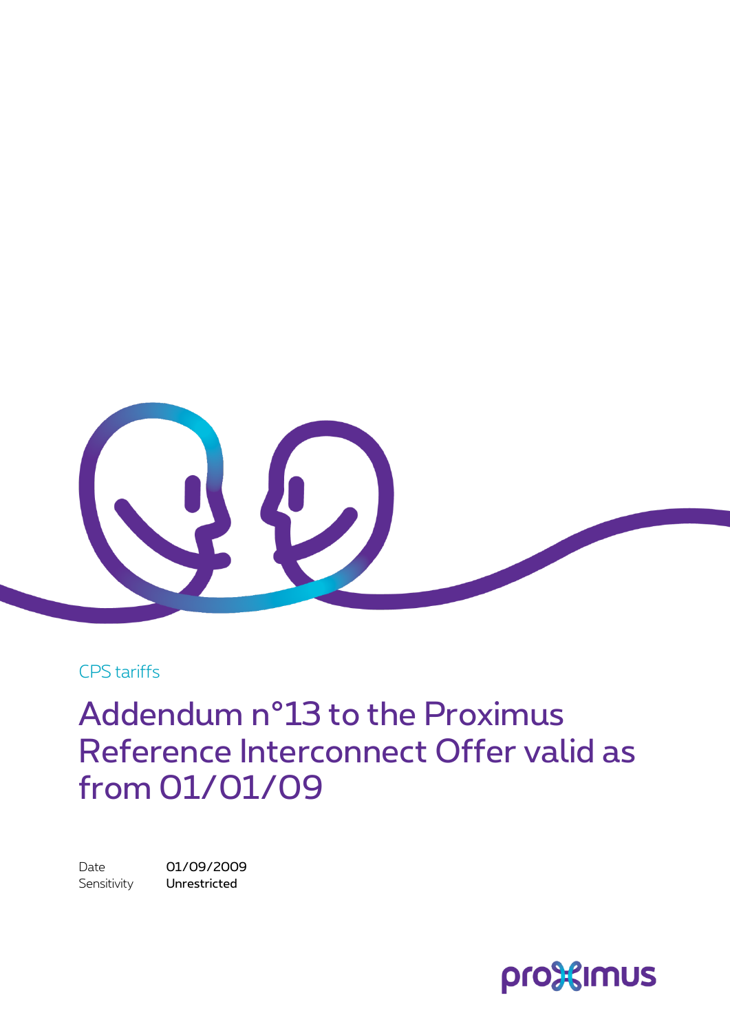CPS tariffs

# Addendum n°13 to the Proximus Reference Interconnect Offer valid as from 01/01/09

Date 01/09/2009
Sensitivity **Unrestricted**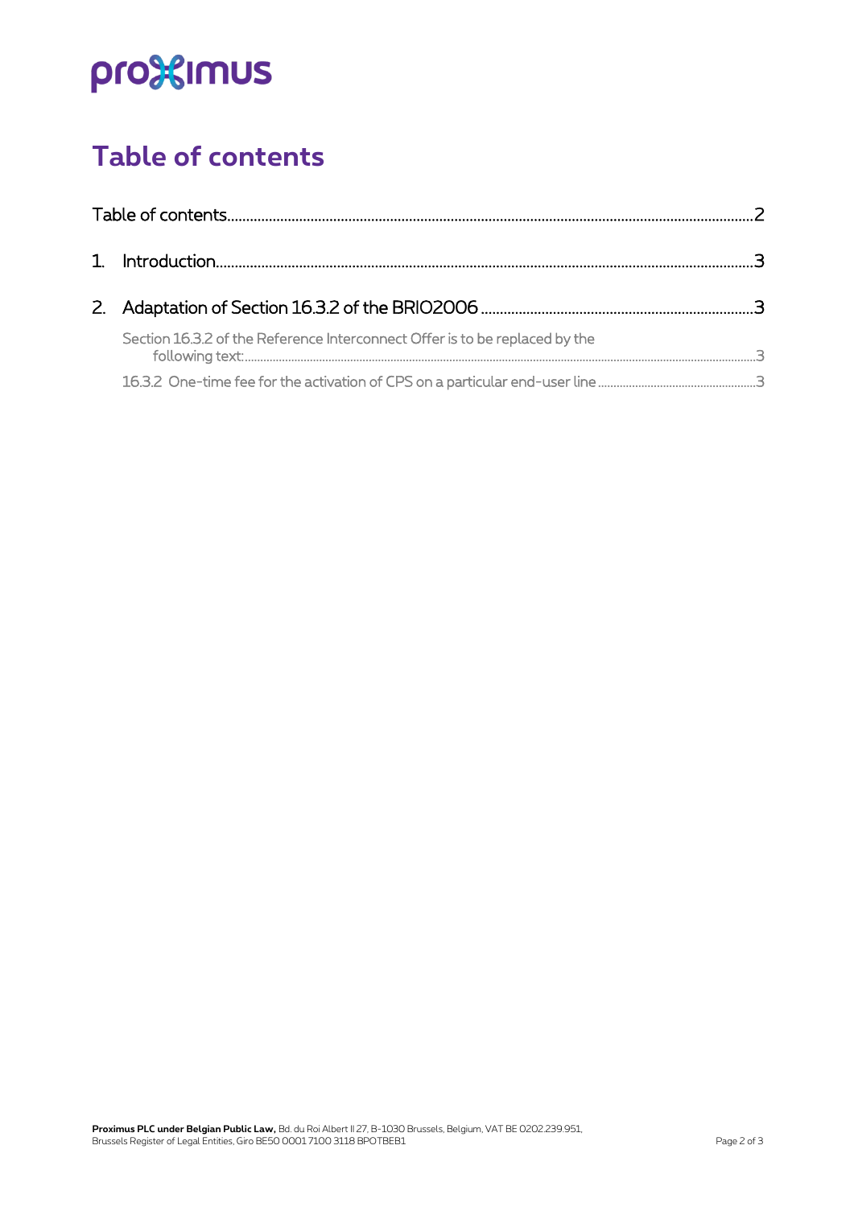# Table of contents

Table of contents....................................................................................................................................2

1. Introduction.........................................................................................................................................3

2. Adaptation of Section 16.3.2 of the BRIO2006 .......................................................................3

   Section 16.3.2 of the Reference Interconnect Offer is to be replaced by the following text:.....................................................................................................................................................3

   16.3.2 One-time fee for the activation of CPS on a particular end-user line .....................................................3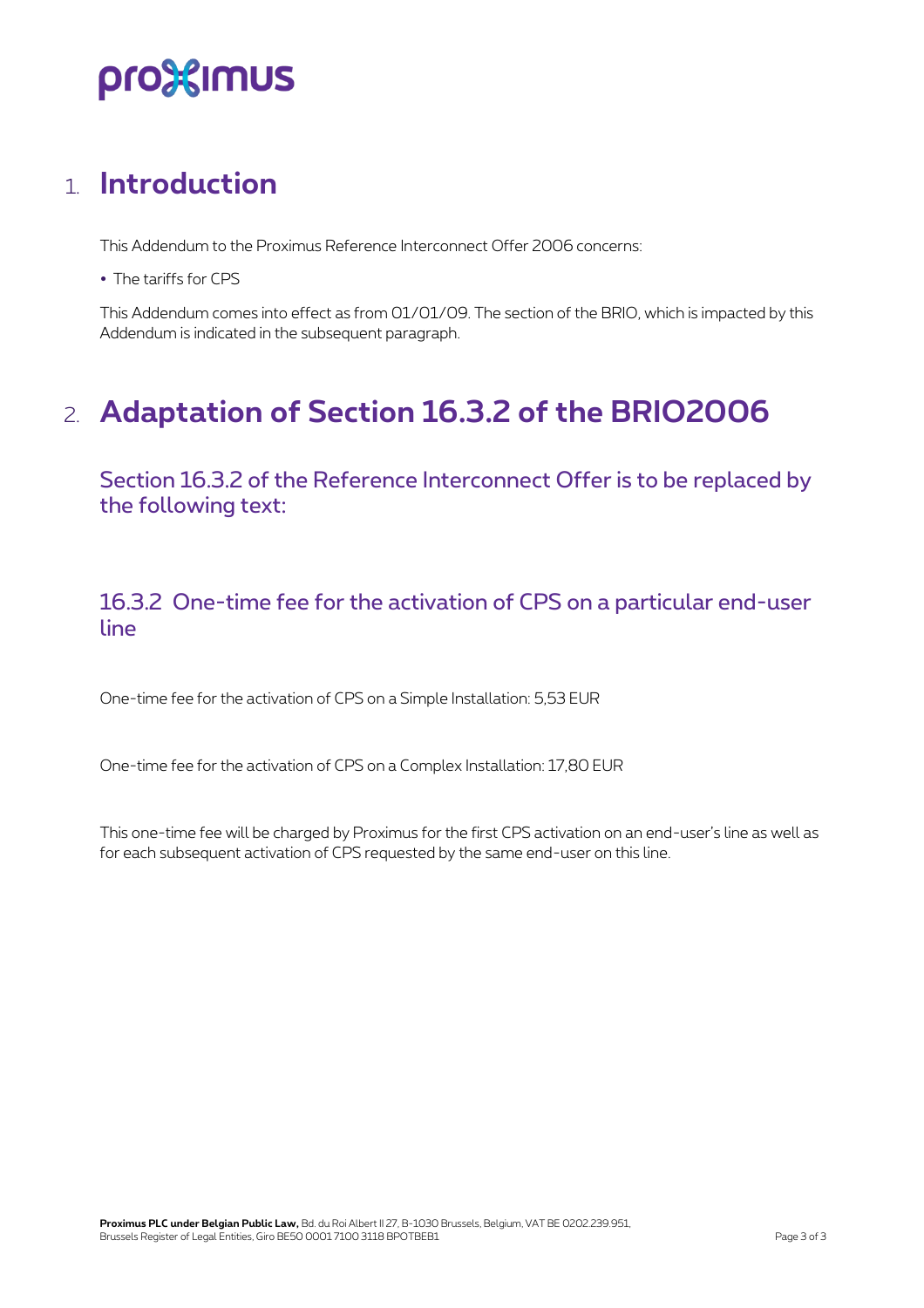# 1. Introduction

This Addendum to the Proximus Reference Interconnect Offer 2006 concerns:

- The tariffs for CPS

This Addendum comes into effect as from 01/01/09. The section of the BRIO, which is impacted by this Addendum is indicated in the subsequent paragraph.

# 2. Adaptation of Section 16.3.2 of the BRIO2006

## Section 16.3.2 of the Reference Interconnect Offer is to be replaced by the following text:

### 16.3.2 One-time fee for the activation of CPS on a particular end-user line

One-time fee for the activation of CPS on a Simple Installation: 5,53 EUR

One-time fee for the activation of CPS on a Complex Installation: 17,80 EUR

This one-time fee will be charged by Proximus for the first CPS activation on an end-user's line as well as for each subsequent activation of CPS requested by the same end-user on this line.